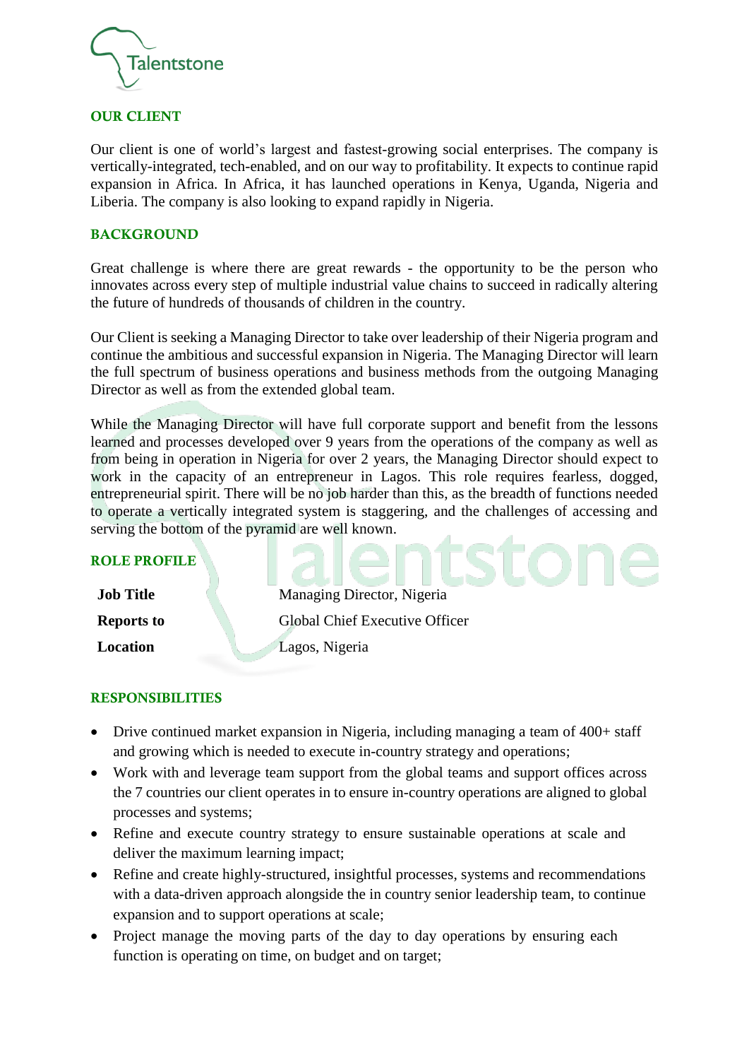## OUR CLIENT

Our client is one of world's largest and fastest-growing social enterprises. The company is vertically-integrated, tech-enabled, and on our way to profitability. It expects to continue rapid expansion in Africa. In Africa, it has launched operations in Kenya, Uganda, Nigeria and Liberia. The company is also looking to expand rapidly in Nigeria.

## BACKGROUND

Great challenge is where there are great rewards - the opportunity to be the person who innovates across every step of multiple industrial value chains to succeed in radically altering the future of hundreds of thousands of children in the country.

Our Client is seeking a Managing Director to take over leadership of their Nigeria program and continue the ambitious and successful expansion in Nigeria. The Managing Director will learn the full spectrum of business operations and business methods from the outgoing Managing Director as well as from the extended global team.

While the Managing Director will have full corporate support and benefit from the lessons learned and processes developed over 9 years from the operations of the company as well as from being in operation in Nigeria for over 2 years, the Managing Director should expect to work in the capacity of an entrepreneur in Lagos. This role requires fearless, dogged, entrepreneurial spirit. There will be no job harder than this, as the breadth of functions needed to operate a vertically integrated system is staggering, and the challenges of accessing and serving the bottom of the pyramid are well known.

## ROLE PROFILE

| | |
|---|---|
| **Job Title** | Managing Director, Nigeria |
| **Reports to** | Global Chief Executive Officer |
| **Location** | Lagos, Nigeria |

## RESPONSIBILITIES

- Drive continued market expansion in Nigeria, including managing a team of 400+ staff and growing which is needed to execute in-country strategy and operations;
- Work with and leverage team support from the global teams and support offices across the 7 countries our client operates in to ensure in-country operations are aligned to global processes and systems;
- Refine and execute country strategy to ensure sustainable operations at scale and deliver the maximum learning impact;
- Refine and create highly-structured, insightful processes, systems and recommendations with a data-driven approach alongside the in country senior leadership team, to continue expansion and to support operations at scale;
- Project manage the moving parts of the day to day operations by ensuring each function is operating on time, on budget and on target;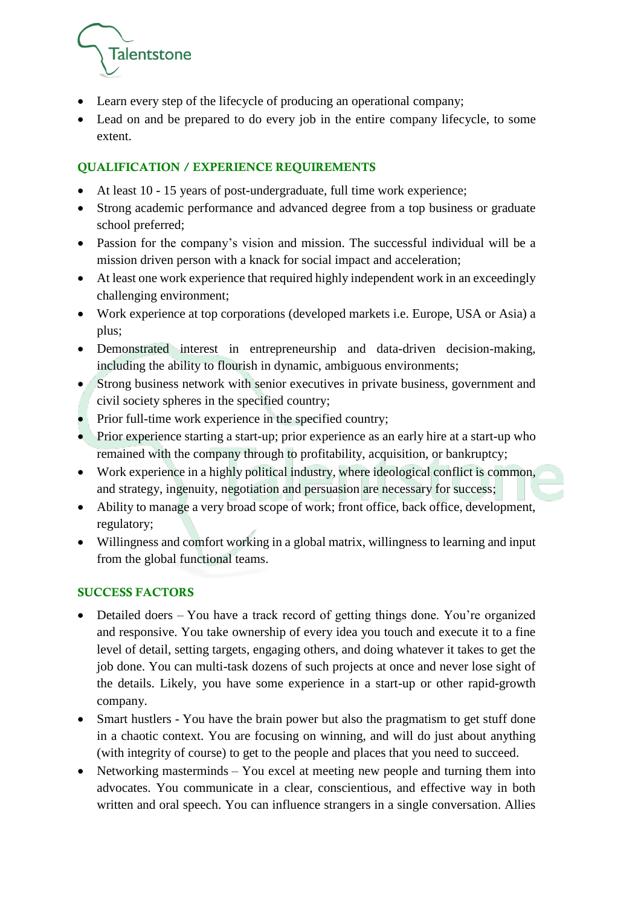- Learn every step of the lifecycle of producing an operational company;
- Lead on and be prepared to do every job in the entire company lifecycle, to some extent.

## QUALIFICATION / EXPERIENCE REQUIREMENTS

- At least 10 - 15 years of post-undergraduate, full time work experience;
- Strong academic performance and advanced degree from a top business or graduate school preferred;
- Passion for the company's vision and mission. The successful individual will be a mission driven person with a knack for social impact and acceleration;
- At least one work experience that required highly independent work in an exceedingly challenging environment;
- Work experience at top corporations (developed markets i.e. Europe, USA or Asia) a plus;
- Demonstrated interest in entrepreneurship and data-driven decision-making, including the ability to flourish in dynamic, ambiguous environments;
- Strong business network with senior executives in private business, government and civil society spheres in the specified country;
- Prior full-time work experience in the specified country;
- Prior experience starting a start-up; prior experience as an early hire at a start-up who remained with the company through to profitability, acquisition, or bankruptcy;
- Work experience in a highly political industry, where ideological conflict is common, and strategy, ingenuity, negotiation and persuasion are necessary for success;
- Ability to manage a very broad scope of work; front office, back office, development, regulatory;
- Willingness and comfort working in a global matrix, willingness to learning and input from the global functional teams.

## SUCCESS FACTORS

- Detailed doers – You have a track record of getting things done. You're organized and responsive. You take ownership of every idea you touch and execute it to a fine level of detail, setting targets, engaging others, and doing whatever it takes to get the job done. You can multi-task dozens of such projects at once and never lose sight of the details. Likely, you have some experience in a start-up or other rapid-growth company.
- Smart hustlers - You have the brain power but also the pragmatism to get stuff done in a chaotic context. You are focusing on winning, and will do just about anything (with integrity of course) to get to the people and places that you need to succeed.
- Networking masterminds – You excel at meeting new people and turning them into advocates. You communicate in a clear, conscientious, and effective way in both written and oral speech. You can influence strangers in a single conversation. Allies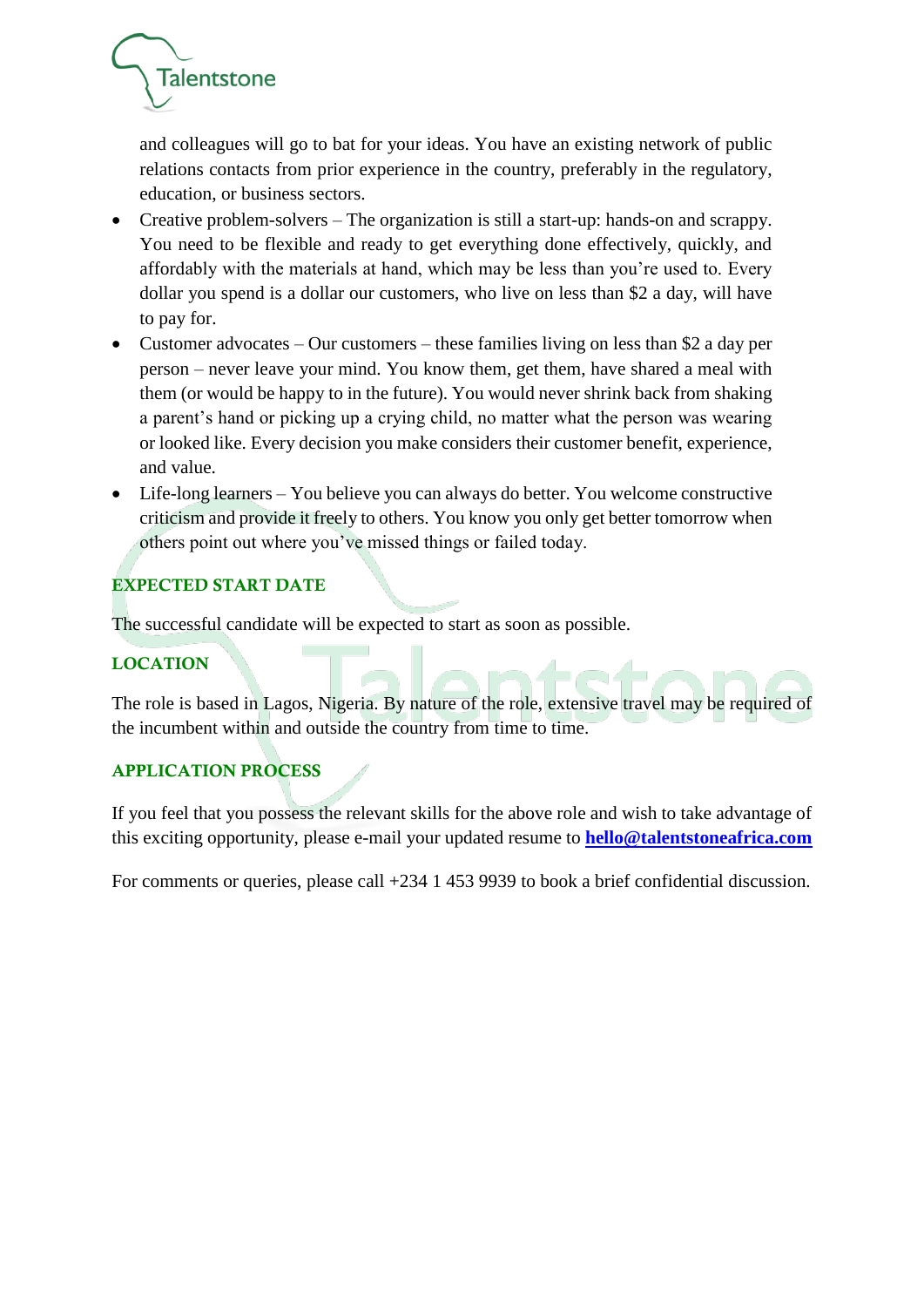and colleagues will go to bat for your ideas. You have an existing network of public relations contacts from prior experience in the country, preferably in the regulatory, education, or business sectors.

- Creative problem-solvers – The organization is still a start-up: hands-on and scrappy. You need to be flexible and ready to get everything done effectively, quickly, and affordably with the materials at hand, which may be less than you're used to. Every dollar you spend is a dollar our customers, who live on less than $2 a day, will have to pay for.
- Customer advocates – Our customers – these families living on less than $2 a day per person – never leave your mind. You know them, get them, have shared a meal with them (or would be happy to in the future). You would never shrink back from shaking a parent's hand or picking up a crying child, no matter what the person was wearing or looked like. Every decision you make considers their customer benefit, experience, and value.
- Life-long learners – You believe you can always do better. You welcome constructive criticism and provide it freely to others. You know you only get better tomorrow when others point out where you've missed things or failed today.

## EXPECTED START DATE

The successful candidate will be expected to start as soon as possible.

## LOCATION

The role is based in Lagos, Nigeria. By nature of the role, extensive travel may be required of the incumbent within and outside the country from time to time.

## APPLICATION PROCESS

If you feel that you possess the relevant skills for the above role and wish to take advantage of this exciting opportunity, please e-mail your updated resume to **hello@talentstoneafrica.com**

For comments or queries, please call +234 1 453 9939 to book a brief confidential discussion.